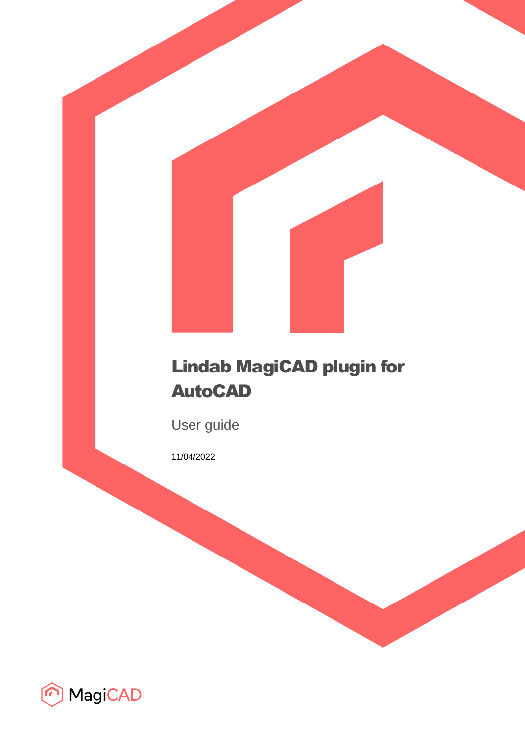# Lindab MagiCAD plugin for AutoCAD

User guide

11/04/2022

MagiCAD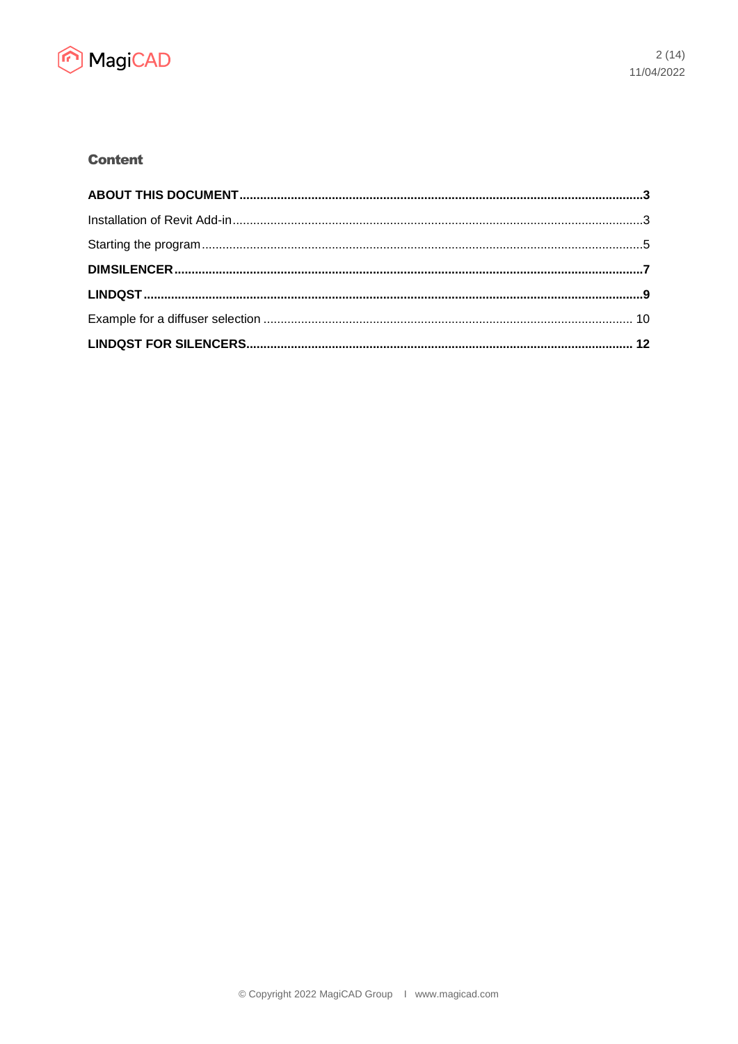## Content

**ABOUT THIS DOCUMENT** ........................................ **3**

Installation of Revit Add-in ........................................ 3

Starting the program ........................................ 5

**DIMSILENCER** ........................................ **7**

**LINDQST** ........................................ **9**

Example for a diffuser selection ........................................ 10

**LINDQST FOR SILENCERS** ........................................ **12**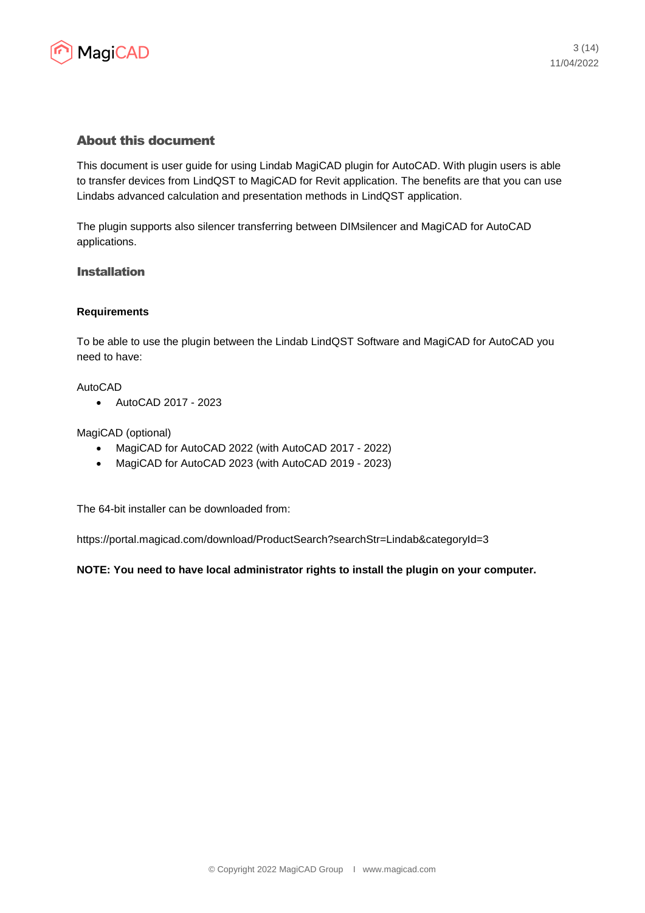## About this document

This document is user guide for using Lindab MagiCAD plugin for AutoCAD. With plugin users is able to transfer devices from LindQST to MagiCAD for Revit application. The benefits are that you can use Lindabs advanced calculation and presentation methods in LindQST application.

The plugin supports also silencer transferring between DIMsilencer and MagiCAD for AutoCAD applications.

### Installation

**Requirements**

To be able to use the plugin between the Lindab LindQST Software and MagiCAD for AutoCAD you need to have:

AutoCAD

- AutoCAD 2017 - 2023

MagiCAD (optional)

- MagiCAD for AutoCAD 2022 (with AutoCAD 2017 - 2022)
- MagiCAD for AutoCAD 2023 (with AutoCAD 2019 - 2023)

The 64-bit installer can be downloaded from:

https://portal.magicad.com/download/ProductSearch?searchStr=Lindab&categoryId=3

**NOTE: You need to have local administrator rights to install the plugin on your computer.**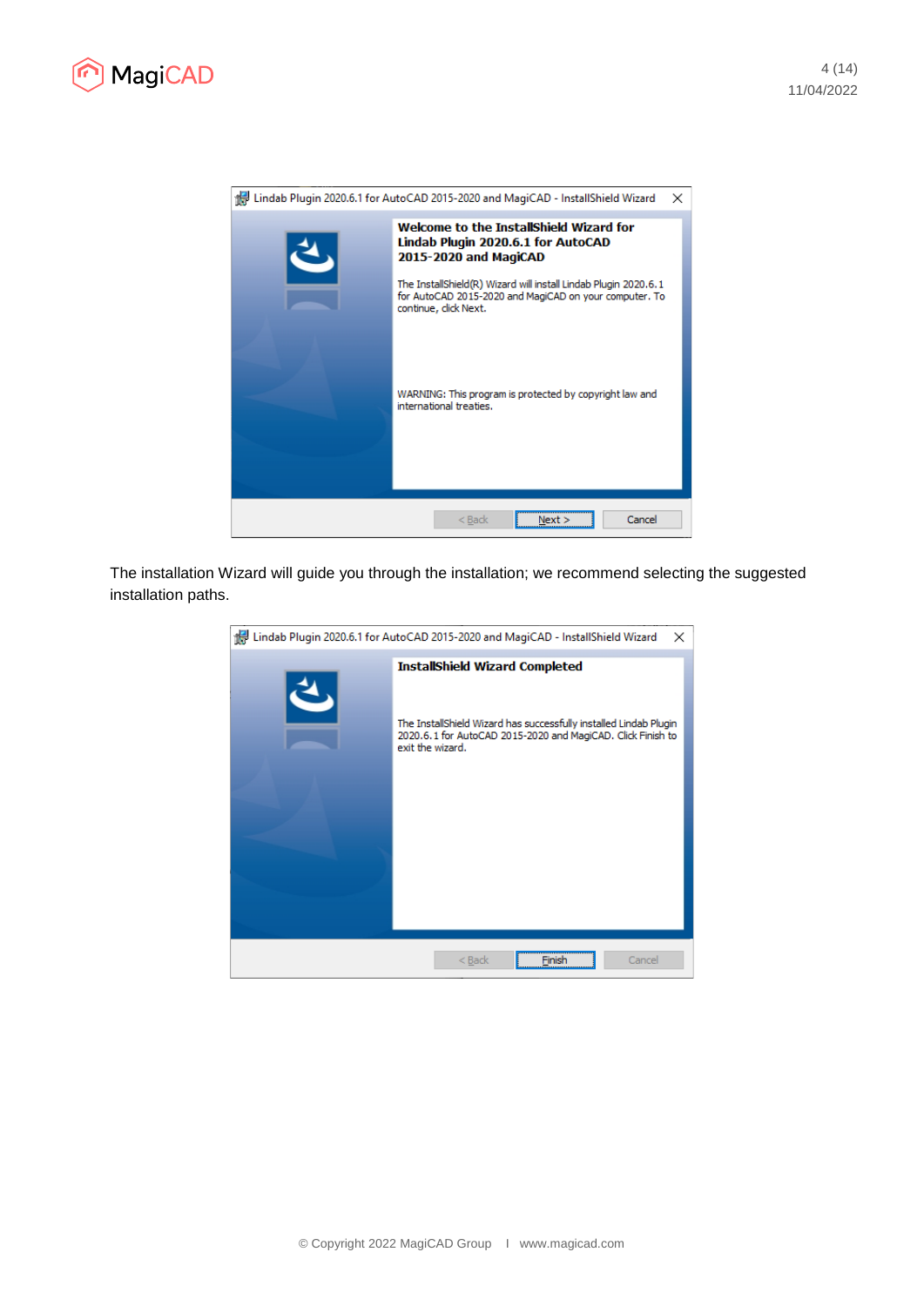The installation Wizard will guide you through the installation; we recommend selecting the suggested installation paths.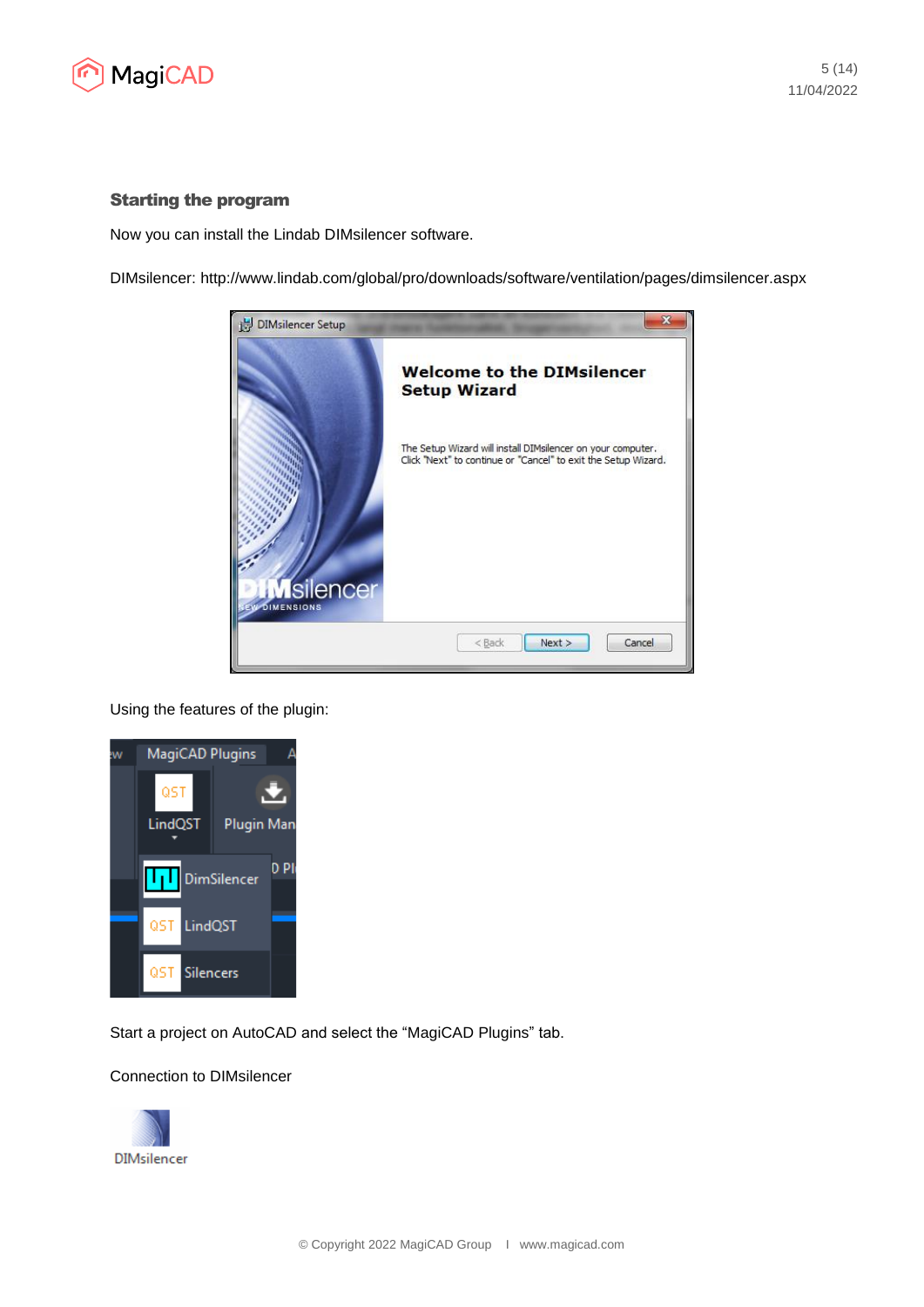### Starting the program

Now you can install the Lindab DIMsilencer software.

DIMsilencer: http://www.lindab.com/global/pro/downloads/software/ventilation/pages/dimsilencer.aspx

Using the features of the plugin:

Start a project on AutoCAD and select the “MagiCAD Plugins” tab.

Connection to DIMsilencer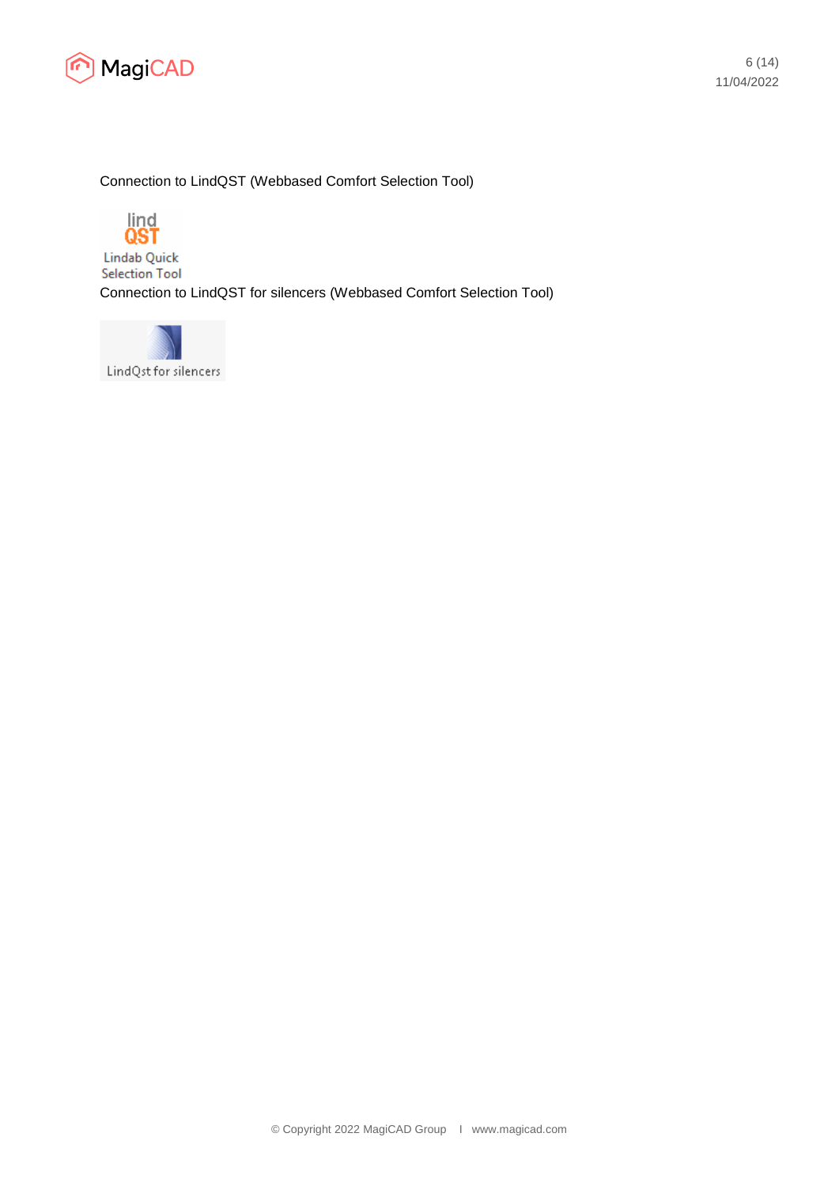Connection to LindQST (Webbased Comfort Selection Tool)

Lindab Quick Selection Tool

Connection to LindQST for silencers (Webbased Comfort Selection Tool)

LindQst for silencers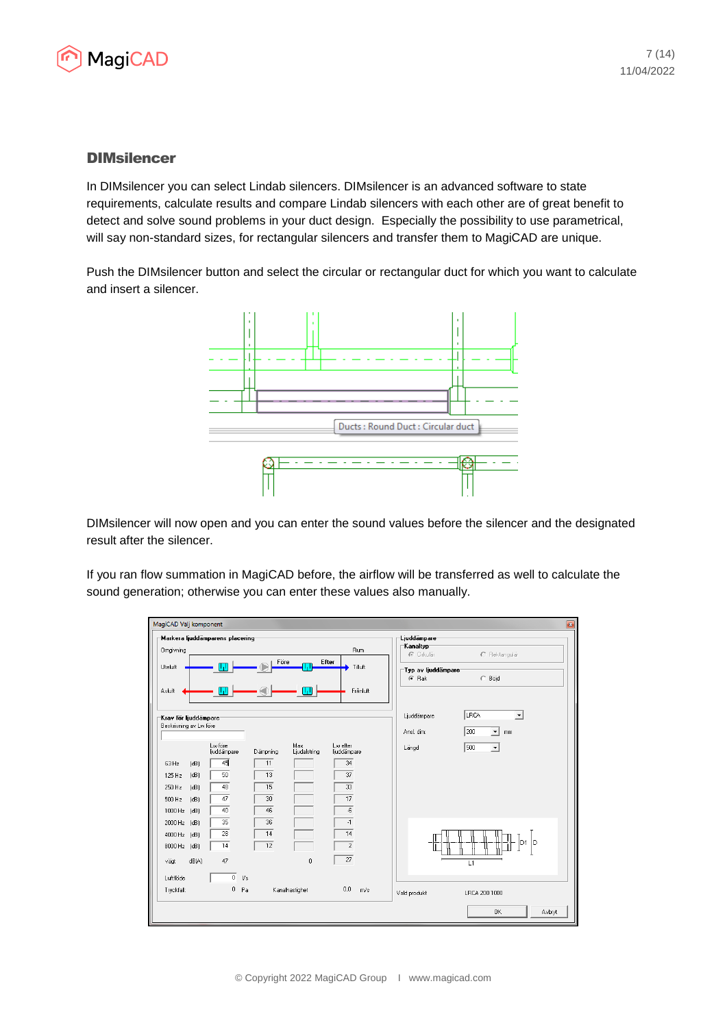## DIMsilencer

In DIMsilencer you can select Lindab silencers. DIMsilencer is an advanced software to state requirements, calculate results and compare Lindab silencers with each other are of great benefit to detect and solve sound problems in your duct design. Especially the possibility to use parametrical, will say non-standard sizes, for rectangular silencers and transfer them to MagiCAD are unique.

Push the DIMsilencer button and select the circular or rectangular duct for which you want to calculate and insert a silencer.

DIMsilencer will now open and you can enter the sound values before the silencer and the designated result after the silencer.

If you ran flow summation in MagiCAD before, the airflow will be transferred as well to calculate the sound generation; otherwise you can enter these values also manually.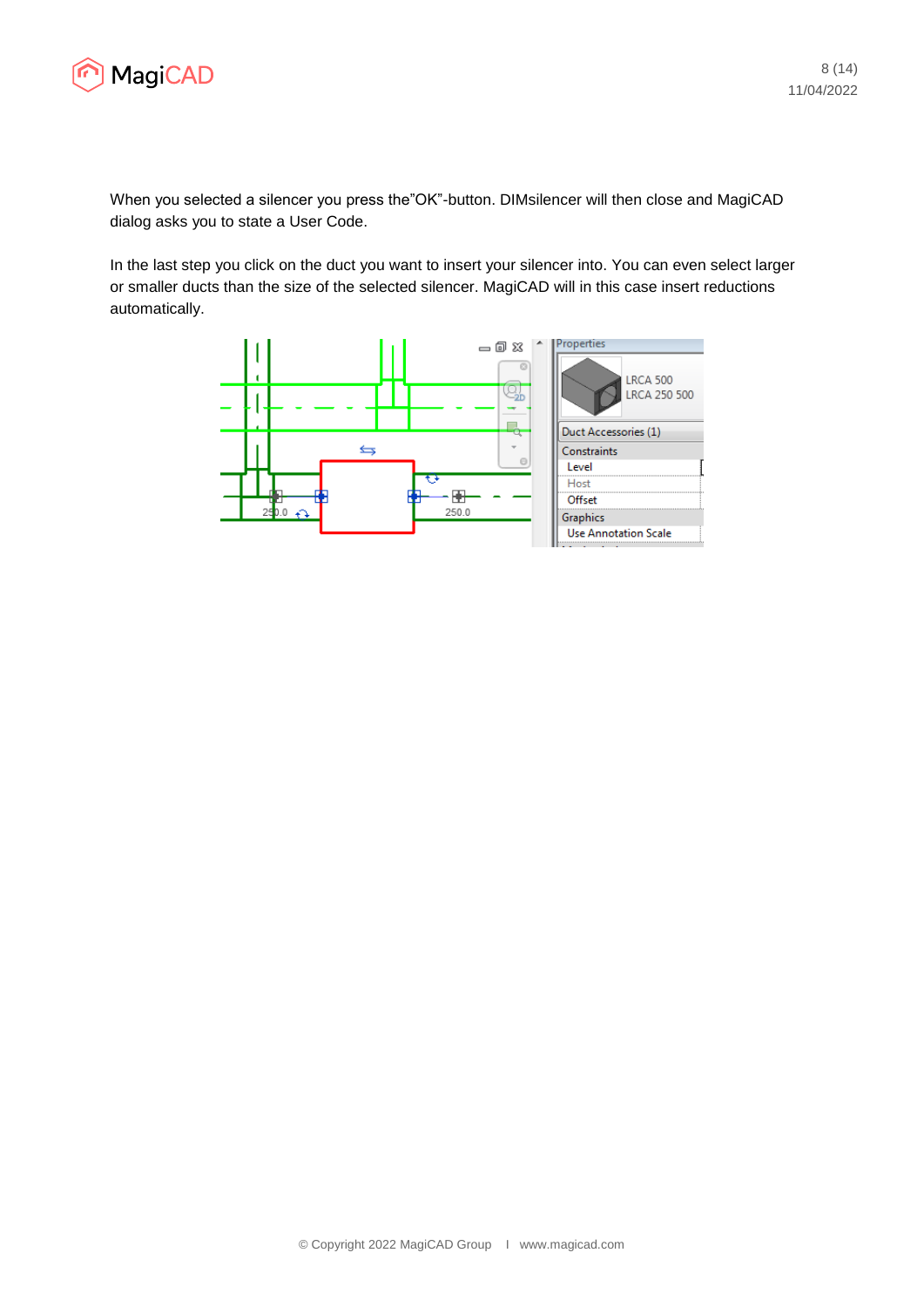When you selected a silencer you press the"OK"-button. DIMsilencer will then close and MagiCAD dialog asks you to state a User Code.

In the last step you click on the duct you want to insert your silencer into. You can even select larger or smaller ducts than the size of the selected silencer. MagiCAD will in this case insert reductions automatically.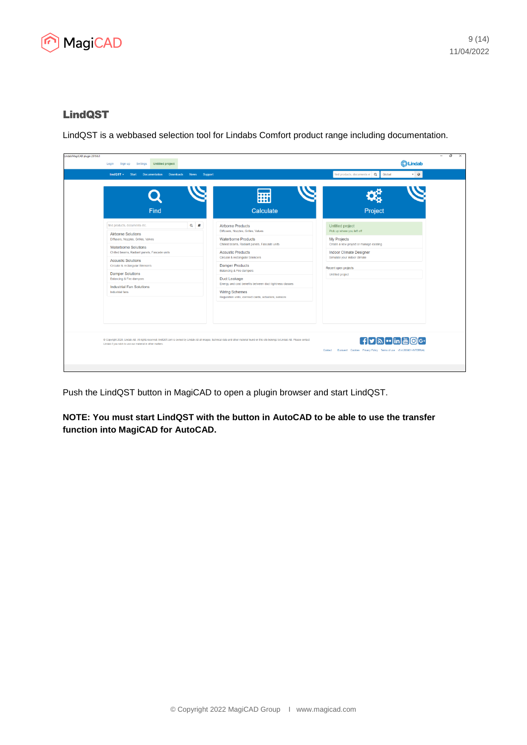## LindQST

LindQST is a webbased selection tool for Lindabs Comfort product range including documentation.

Push the LindQST button in MagiCAD to open a plugin browser and start LindQST.

**NOTE: You must start LindQST with the button in AutoCAD to be able to use the transfer function into MagiCAD for AutoCAD.**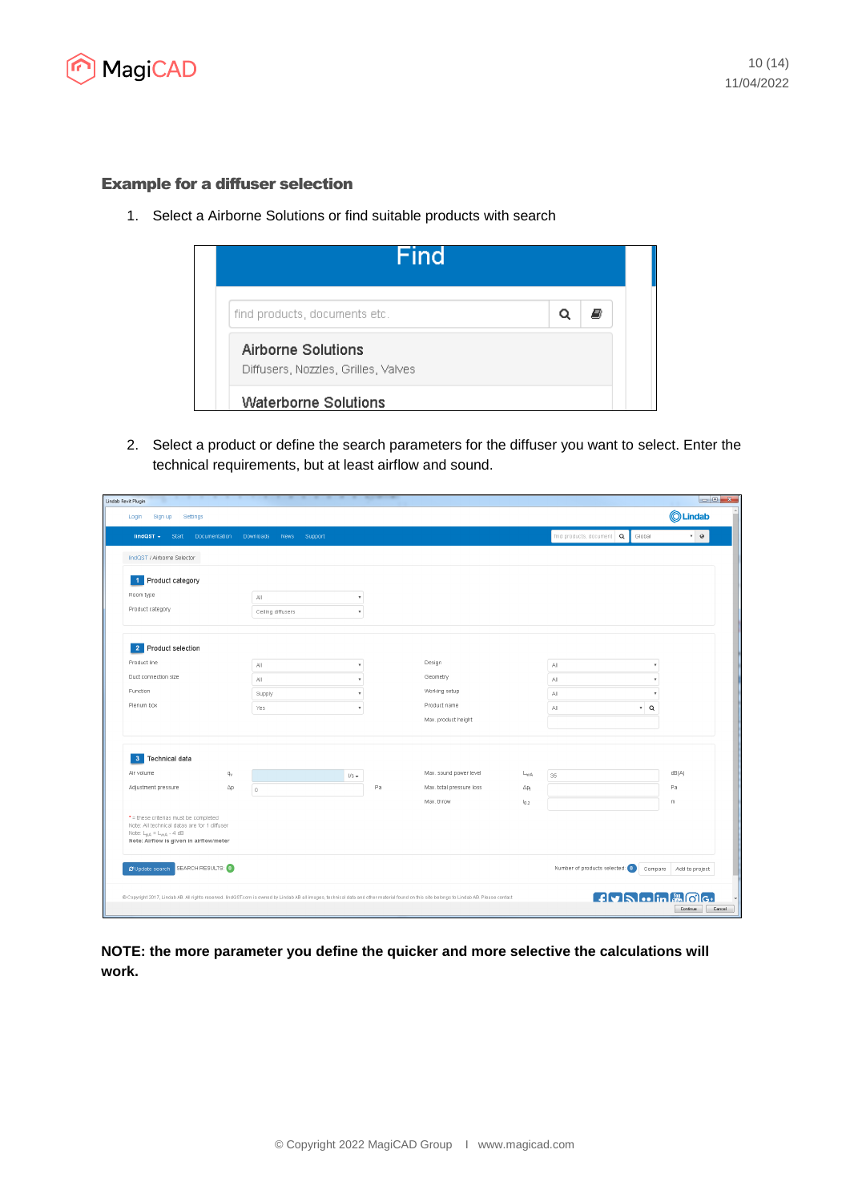### Example for a diffuser selection

1. Select a Airborne Solutions or find suitable products with search

2. Select a product or define the search parameters for the diffuser you want to select. Enter the technical requirements, but at least airflow and sound.

**NOTE: the more parameter you define the quicker and more selective the calculations will work.**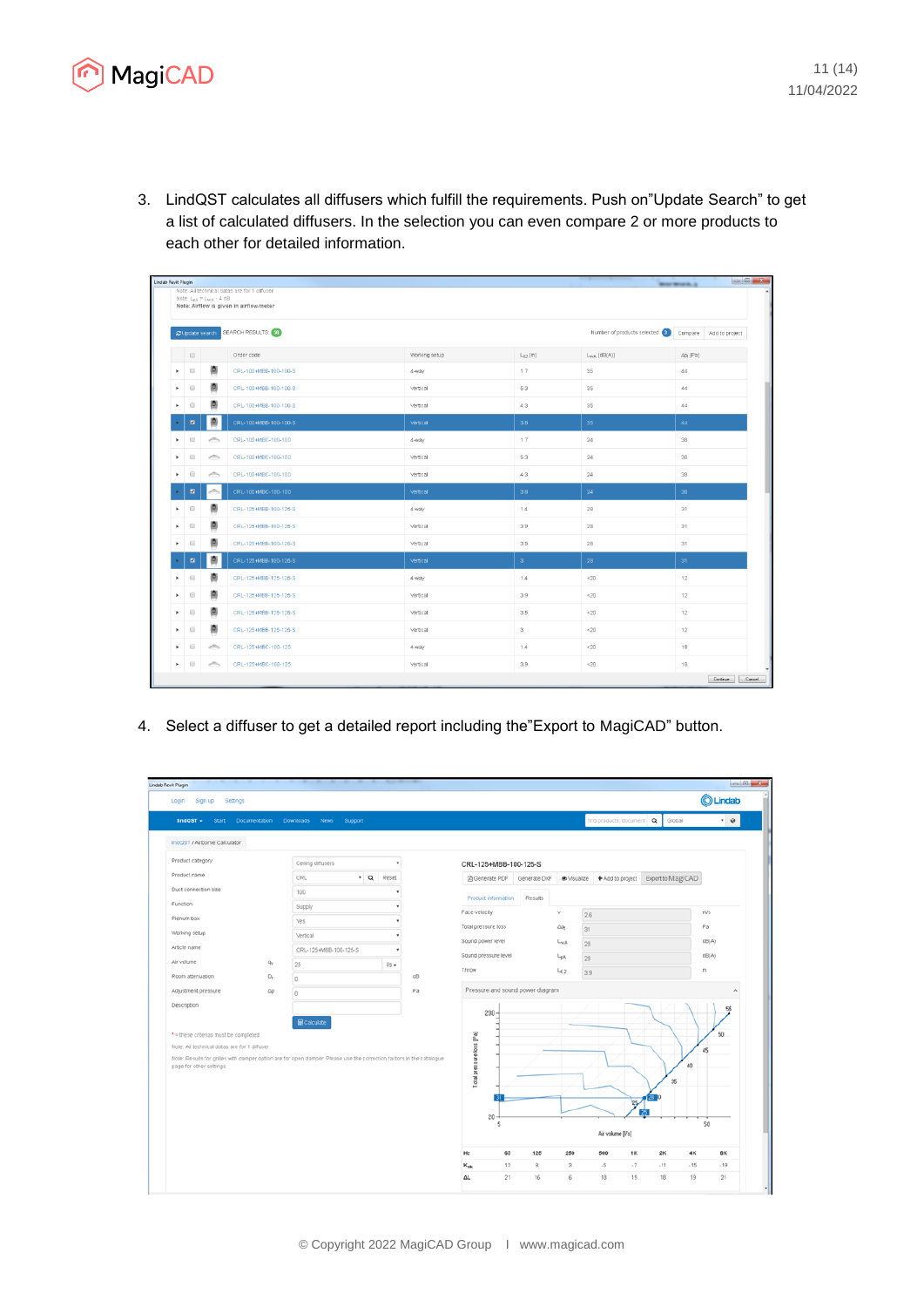3. LindQST calculates all diffusers which fulfill the requirements. Push on"Update Search" to get a list of calculated diffusers. In the selection you can even compare 2 or more products to each other for detailed information.

4. Select a diffuser to get a detailed report including the"Export to MagiCAD" button.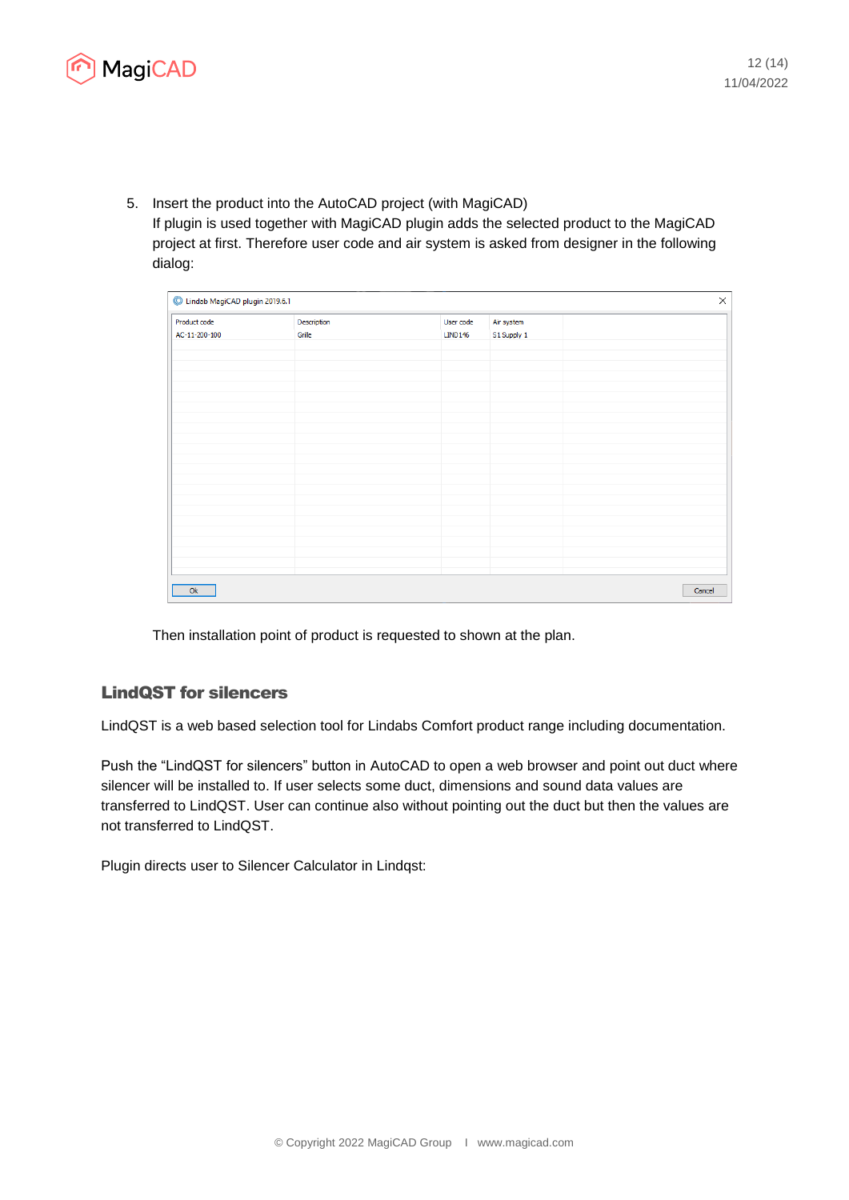5. Insert the product into the AutoCAD project (with MagiCAD)
   If plugin is used together with MagiCAD plugin adds the selected product to the MagiCAD project at first. Therefore user code and air system is asked from designer in the following dialog:

| Product code | Description | User code | Air system |
| --- | --- | --- | --- |
| AC-11-200-100 | Grille | LIND146 | S1 Supply 1 |

   Then installation point of product is requested to shown at the plan.

## LindQST for silencers

LindQST is a web based selection tool for Lindabs Comfort product range including documentation.

Push the “LindQST for silencers” button in AutoCAD to open a web browser and point out duct where silencer will be installed to. If user selects some duct, dimensions and sound data values are transferred to LindQST. User can continue also without pointing out the duct but then the values are not transferred to LindQST.

Plugin directs user to Silencer Calculator in Lindqst: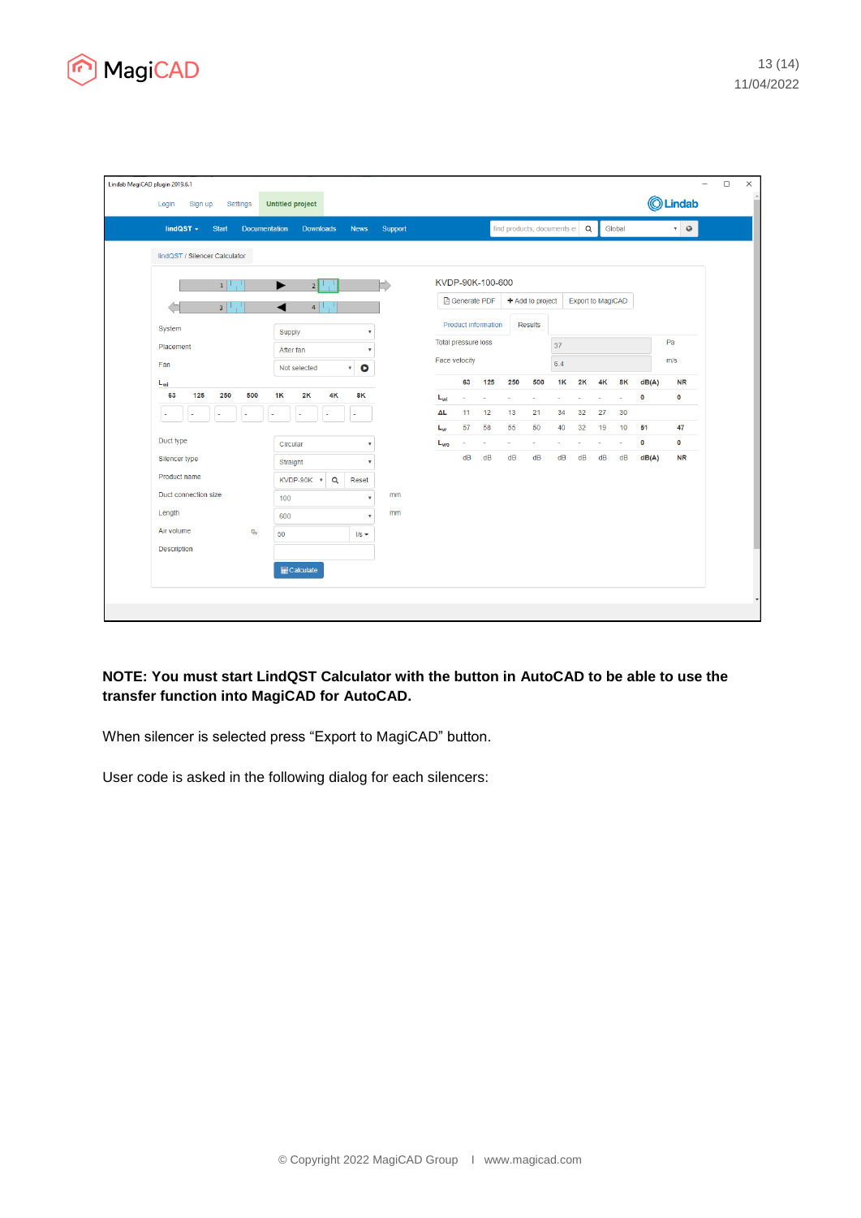**NOTE: You must start LindQST Calculator with the button in AutoCAD to be able to use the transfer function into MagiCAD for AutoCAD.**

When silencer is selected press “Export to MagiCAD” button.

User code is asked in the following dialog for each silencers: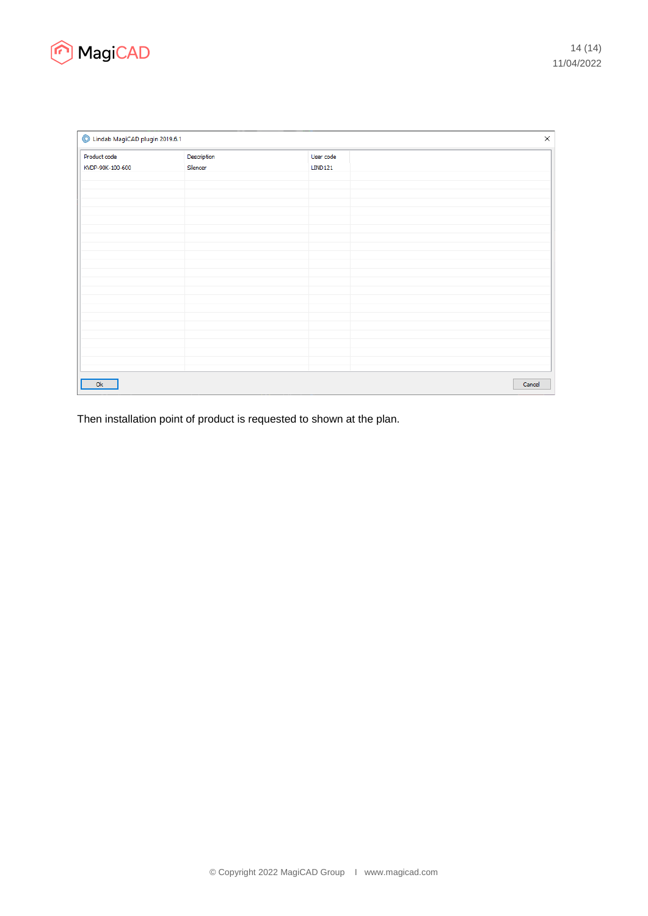Lindab MagiCAD plugin 2019.6.1

| Product code | Description | User code |
| --- | --- | --- |
| KVDP-90K-100-600 | Silencer | LIND121 |

Ok

Cancel

Then installation point of product is requested to shown at the plan.